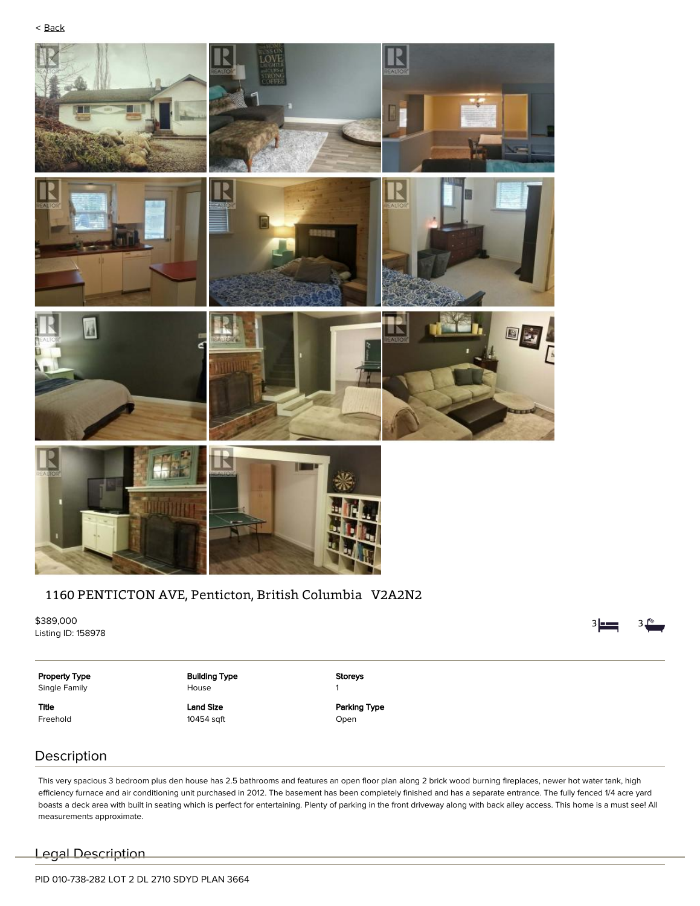< Back

# 1160 PENTICTON AVE, Penticton, British Columbia V2A2N2

$389,000
Listing ID: 158978

3 Bedrooms | 3 Bathrooms

| Property Type | Building Type | Storeys |
| --- | --- | --- |
| Single Family | House | 1 |
| **Title** | **Land Size** | **Parking Type** |
| Freehold | 10454 sqft | Open |

## Description

This very spacious 3 bedroom plus den house has 2.5 bathrooms and features an open floor plan along 2 brick wood burning fireplaces, newer hot water tank, high efficiency furnace and air conditioning unit purchased in 2012. The basement has been completely finished and has a separate entrance. The fully fenced 1/4 acre yard boasts a deck area with built in seating which is perfect for entertaining. Plenty of parking in the front driveway along with back alley access. This home is a must see! All measurements approximate.

## Legal Description

PID 010-738-282 LOT 2 DL 2710 SDYD PLAN 3664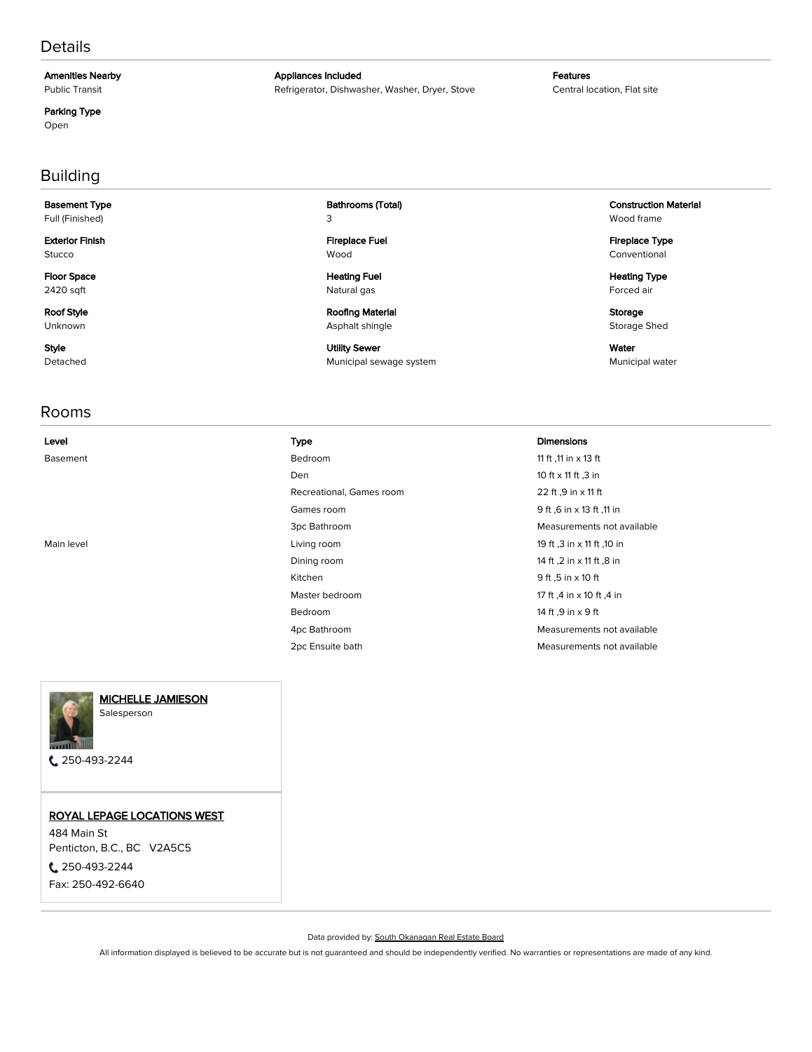## Details

**Amenities Nearby**
Public Transit

**Appliances Included**
Refrigerator, Dishwasher, Washer, Dryer, Stove

**Features**
Central location, Flat site

**Parking Type**
Open

## Building

**Basement Type**
Full (Finished)

**Bathrooms (Total)**
3

**Construction Material**
Wood frame

**Exterior Finish**
Stucco

**Fireplace Fuel**
Wood

**Fireplace Type**
Conventional

**Floor Space**
2420 sqft

**Heating Fuel**
Natural gas

**Heating Type**
Forced air

**Roof Style**
Unknown

**Roofing Material**
Asphalt shingle

**Storage**
Storage Shed

**Style**
Detached

**Utility Sewer**
Municipal sewage system

**Water**
Municipal water

## Rooms

| Level | Type | Dimensions |
|---|---|---|
| Basement | Bedroom | 11 ft ,11 in x 13 ft |
| | Den | 10 ft x 11 ft ,3 in |
| | Recreational, Games room | 22 ft ,9 in x 11 ft |
| | Games room | 9 ft ,6 in x 13 ft ,11 in |
| | 3pc Bathroom | Measurements not available |
| Main level | Living room | 19 ft ,3 in x 11 ft ,10 in |
| | Dining room | 14 ft ,2 in x 11 ft ,8 in |
| | Kitchen | 9 ft ,5 in x 10 ft |
| | Master bedroom | 17 ft ,4 in x 10 ft ,4 in |
| | Bedroom | 14 ft ,9 in x 9 ft |
| | 4pc Bathroom | Measurements not available |
| | 2pc Ensuite bath | Measurements not available |

**MICHELLE JAMIESON**
Salesperson
250-493-2244

**ROYAL LEPAGE LOCATIONS WEST**
484 Main St
Penticton, B.C., BC V2A5C5
250-493-2244
Fax: 250-492-6640

Data provided by: South Okanagan Real Estate Board

All information displayed is believed to be accurate but is not guaranteed and should be independently verified. No warranties or representations are made of any kind.